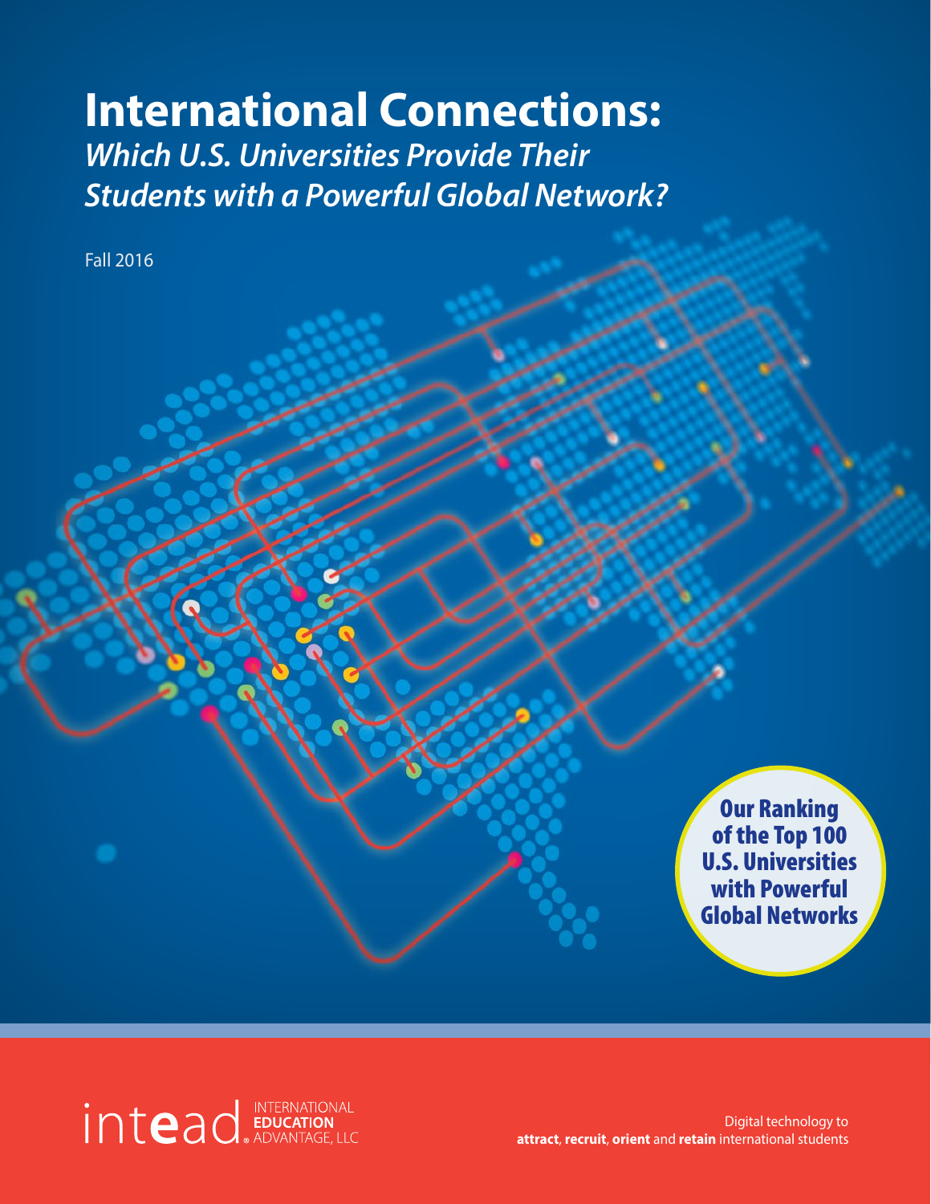# International Connections:
## *Which U.S. Universities Provide Their Students with a Powerful Global Network?*

Fall 2016

**Our Ranking of the Top 100 U.S. Universities with Powerful Global Networks**

intead INTERNATIONAL **EDUCATION** ADVANTAGE, LLC

Digital technology to **attract**, **recruit**, **orient** and **retain** international students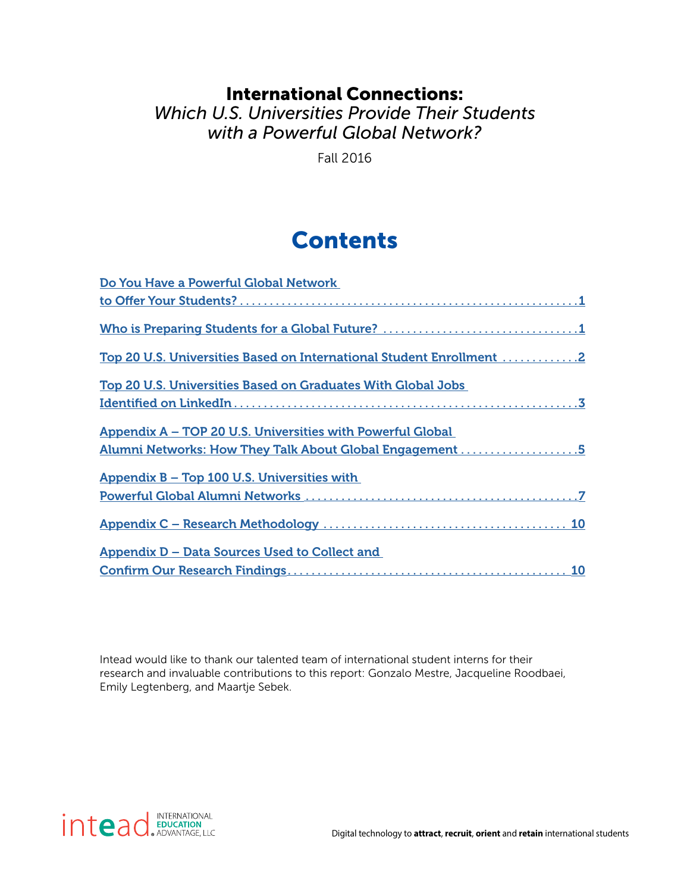# International Connections:

*Which U.S. Universities Provide Their Students with a Powerful Global Network?*

Fall 2016

## Contents

- Do You Have a Powerful Global Network to Offer Your Students? .......... 1
- Who is Preparing Students for a Global Future? .......... 1
- Top 20 U.S. Universities Based on International Student Enrollment .......... 2
- Top 20 U.S. Universities Based on Graduates With Global Jobs Identified on LinkedIn .......... 3
- Appendix A – TOP 20 U.S. Universities with Powerful Global Alumni Networks: How They Talk About Global Engagement .......... 5
- Appendix B – Top 100 U.S. Universities with Powerful Global Alumni Networks .......... 7
- Appendix C – Research Methodology .......... 10
- Appendix D – Data Sources Used to Collect and Confirm Our Research Findings .......... 10

Intead would like to thank our talented team of international student interns for their research and invaluable contributions to this report: Gonzalo Mestre, Jacqueline Roodbaei, Emily Legtenberg, and Maartje Sebek.

intead INTERNATIONAL EDUCATION ADVANTAGE, LLC

Digital technology to **attract**, **recruit**, **orient** and **retain** international students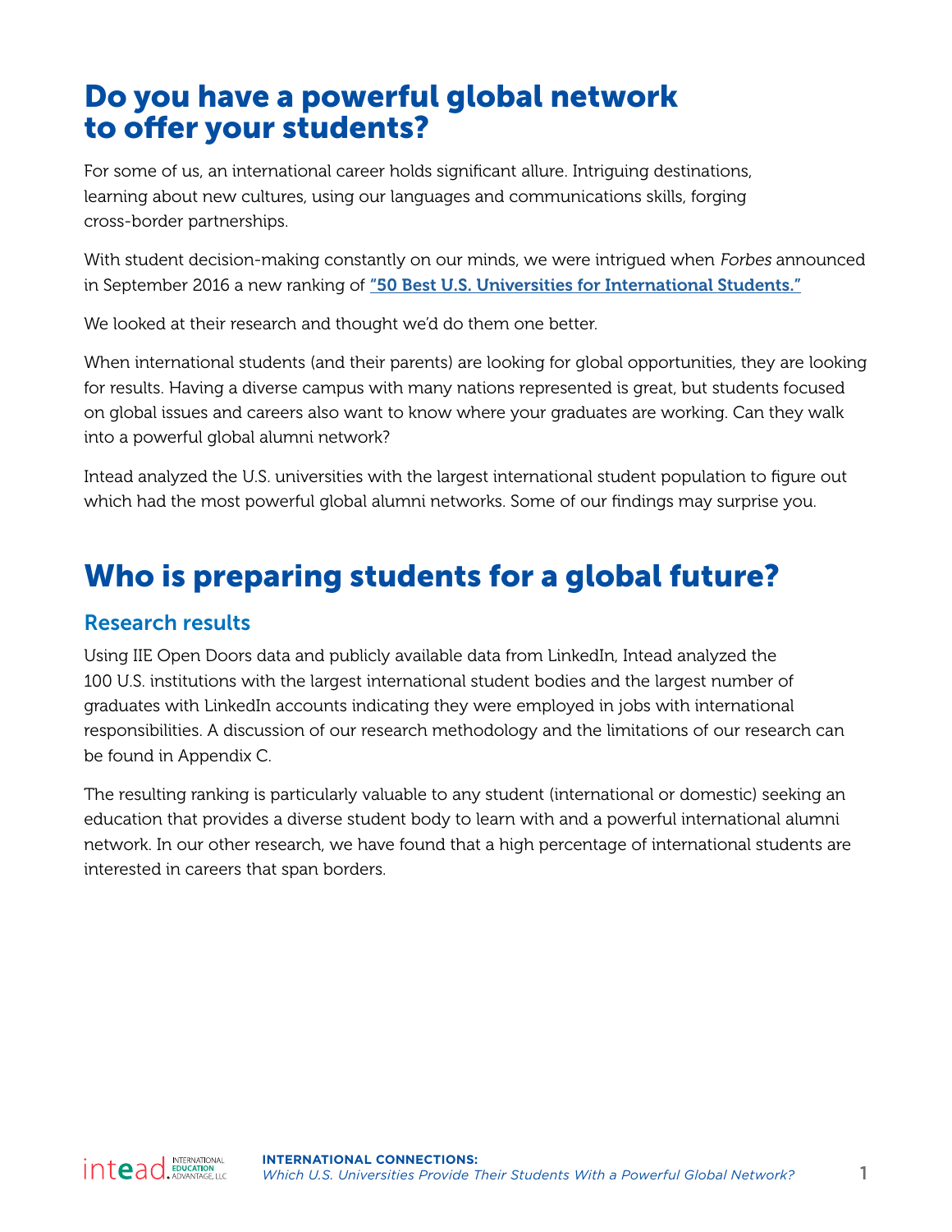# Do you have a powerful global network to offer your students?

For some of us, an international career holds significant allure. Intriguing destinations, learning about new cultures, using our languages and communications skills, forging cross-border partnerships.

With student decision-making constantly on our minds, we were intrigued when *Forbes* announced in September 2016 a new ranking of **"50 Best U.S. Universities for International Students."**

We looked at their research and thought we'd do them one better.

When international students (and their parents) are looking for global opportunities, they are looking for results. Having a diverse campus with many nations represented is great, but students focused on global issues and careers also want to know where your graduates are working. Can they walk into a powerful global alumni network?

Intead analyzed the U.S. universities with the largest international student population to figure out which had the most powerful global alumni networks. Some of our findings may surprise you.

# Who is preparing students for a global future?

## Research results

Using IIE Open Doors data and publicly available data from LinkedIn, Intead analyzed the 100 U.S. institutions with the largest international student bodies and the largest number of graduates with LinkedIn accounts indicating they were employed in jobs with international responsibilities. A discussion of our research methodology and the limitations of our research can be found in Appendix C.

The resulting ranking is particularly valuable to any student (international or domestic) seeking an education that provides a diverse student body to learn with and a powerful international alumni network. In our other research, we have found that a high percentage of international students are interested in careers that span borders.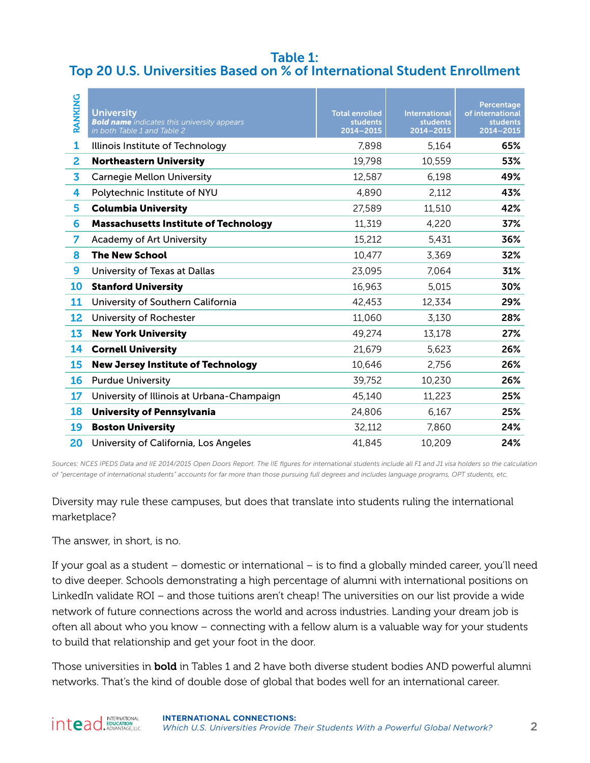## Table 1:
## Top 20 U.S. Universities Based on % of International Student Enrollment

| RANKING | University *Bold name indicates this university appears in both Table 1 and Table 2* | Total enrolled students 2014–2015 | International students 2014–2015 | Percentage of international students 2014–2015 |
|---|---|---|---|---|
| 1 | Illinois Institute of Technology | 7,898 | 5,164 | **65%** |
| 2 | **Northeastern University** | 19,798 | 10,559 | **53%** |
| 3 | Carnegie Mellon University | 12,587 | 6,198 | **49%** |
| 4 | Polytechnic Institute of NYU | 4,890 | 2,112 | **43%** |
| 5 | **Columbia University** | 27,589 | 11,510 | **42%** |
| 6 | **Massachusetts Institute of Technology** | 11,319 | 4,220 | **37%** |
| 7 | Academy of Art University | 15,212 | 5,431 | **36%** |
| 8 | **The New School** | 10,477 | 3,369 | **32%** |
| 9 | University of Texas at Dallas | 23,095 | 7,064 | **31%** |
| 10 | **Stanford University** | 16,963 | 5,015 | **30%** |
| 11 | University of Southern California | 42,453 | 12,334 | **29%** |
| 12 | University of Rochester | 11,060 | 3,130 | **28%** |
| 13 | **New York University** | 49,274 | 13,178 | **27%** |
| 14 | **Cornell University** | 21,679 | 5,623 | **26%** |
| 15 | **New Jersey Institute of Technology** | 10,646 | 2,756 | **26%** |
| 16 | Purdue University | 39,752 | 10,230 | **26%** |
| 17 | University of Illinois at Urbana-Champaign | 45,140 | 11,223 | **25%** |
| 18 | **University of Pennsylvania** | 24,806 | 6,167 | **25%** |
| 19 | **Boston University** | 32,112 | 7,860 | **24%** |
| 20 | University of California, Los Angeles | 41,845 | 10,209 | **24%** |

*Sources: NCES IPEDS Data and IIE 2014/2015 Open Doors Report. The IIE figures for international students include all F1 and J1 visa holders so the calculation of "percentage of international students" accounts for far more than those pursuing full degrees and includes language programs, OPT students, etc.*

Diversity may rule these campuses, but does that translate into students ruling the international marketplace?

The answer, in short, is no.

If your goal as a student – domestic or international – is to find a globally minded career, you'll need to dive deeper. Schools demonstrating a high percentage of alumni with international positions on LinkedIn validate ROI – and those tuitions aren't cheap! The universities on our list provide a wide network of future connections across the world and across industries. Landing your dream job is often all about who you know – connecting with a fellow alum is a valuable way for your students to build that relationship and get your foot in the door.

Those universities in **bold** in Tables 1 and 2 have both diverse student bodies AND powerful alumni networks. That's the kind of double dose of global that bodes well for an international career.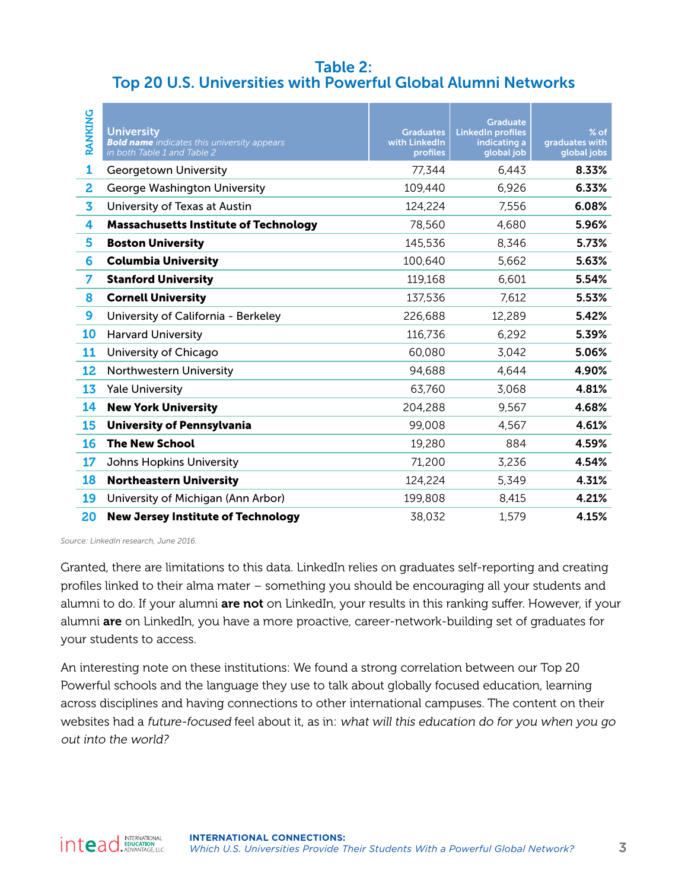## Table 2: Top 20 U.S. Universities with Powerful Global Alumni Networks

| RANKING | University<br>***Bold name** indicates this university appears in both Table 1 and Table 2* | Graduates with LinkedIn profiles | Graduate LinkedIn profiles indicating a global job | % of graduates with global jobs |
|---|---|---|---|---|
| 1 | Georgetown University | 77,344 | 6,443 | **8.33%** |
| 2 | George Washington University | 109,440 | 6,926 | **6.33%** |
| 3 | University of Texas at Austin | 124,224 | 7,556 | **6.08%** |
| 4 | **Massachusetts Institute of Technology** | 78,560 | 4,680 | **5.96%** |
| 5 | **Boston University** | 145,536 | 8,346 | **5.73%** |
| 6 | **Columbia University** | 100,640 | 5,662 | **5.63%** |
| 7 | **Stanford University** | 119,168 | 6,601 | **5.54%** |
| 8 | **Cornell University** | 137,536 | 7,612 | **5.53%** |
| 9 | University of California - Berkeley | 226,688 | 12,289 | **5.42%** |
| 10 | Harvard University | 116,736 | 6,292 | **5.39%** |
| 11 | University of Chicago | 60,080 | 3,042 | **5.06%** |
| 12 | Northwestern University | 94,688 | 4,644 | **4.90%** |
| 13 | Yale University | 63,760 | 3,068 | **4.81%** |
| 14 | **New York University** | 204,288 | 9,567 | **4.68%** |
| 15 | **University of Pennsylvania** | 99,008 | 4,567 | **4.61%** |
| 16 | **The New School** | 19,280 | 884 | **4.59%** |
| 17 | Johns Hopkins University | 71,200 | 3,236 | **4.54%** |
| 18 | **Northeastern University** | 124,224 | 5,349 | **4.31%** |
| 19 | University of Michigan (Ann Arbor) | 199,808 | 8,415 | **4.21%** |
| 20 | **New Jersey Institute of Technology** | 38,032 | 1,579 | **4.15%** |

*Source: LinkedIn research, June 2016.*

Granted, there are limitations to this data. LinkedIn relies on graduates self-reporting and creating profiles linked to their alma mater – something you should be encouraging all your students and alumni to do. If your alumni **are not** on LinkedIn, your results in this ranking suffer. However, if your alumni **are** on LinkedIn, you have a more proactive, career-network-building set of graduates for your students to access.

An interesting note on these institutions: We found a strong correlation between our Top 20 Powerful schools and the language they use to talk about globally focused education, learning across disciplines and having connections to other international campuses. The content on their websites had a *future-focused* feel about it, as in: *what will this education do for you when you go out into the world?*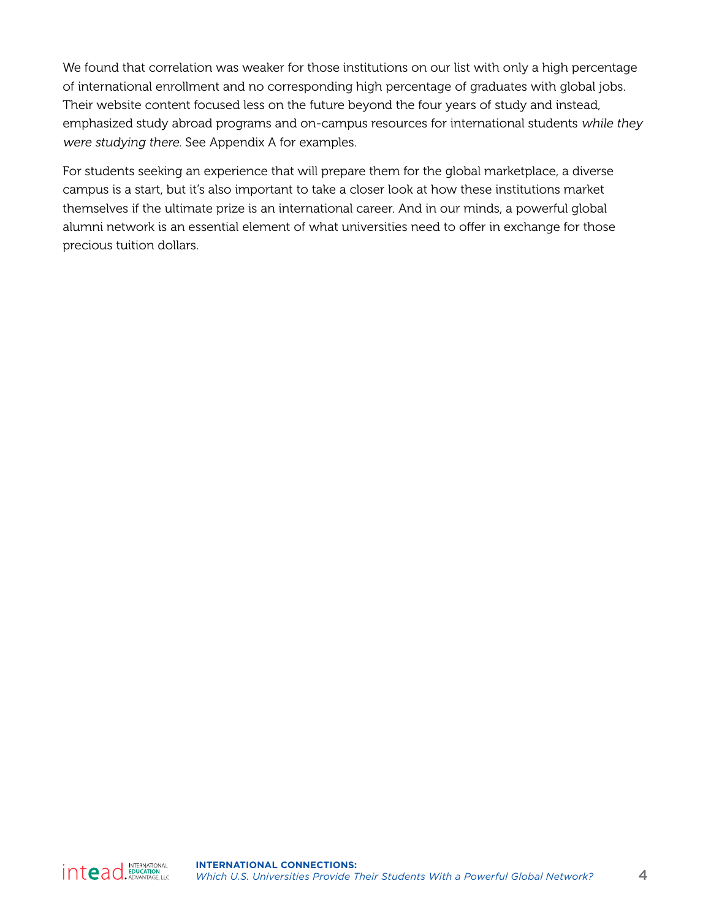We found that correlation was weaker for those institutions on our list with only a high percentage of international enrollment and no corresponding high percentage of graduates with global jobs. Their website content focused less on the future beyond the four years of study and instead, emphasized study abroad programs and on-campus resources for international students *while they were studying there*. See Appendix A for examples.

For students seeking an experience that will prepare them for the global marketplace, a diverse campus is a start, but it's also important to take a closer look at how these institutions market themselves if the ultimate prize is an international career. And in our minds, a powerful global alumni network is an essential element of what universities need to offer in exchange for those precious tuition dollars.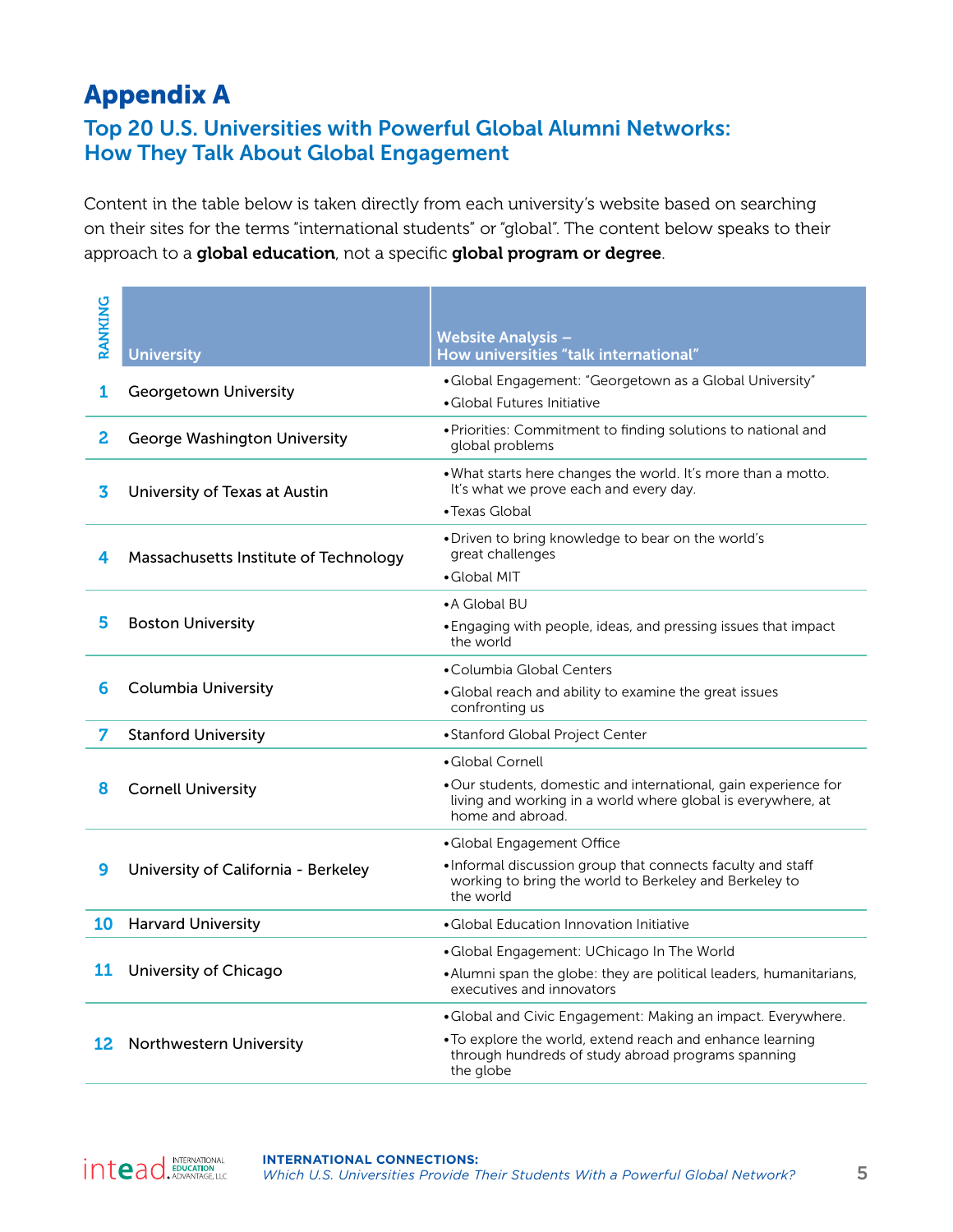# Appendix A

## Top 20 U.S. Universities with Powerful Global Alumni Networks: How They Talk About Global Engagement

Content in the table below is taken directly from each university's website based on searching on their sites for the terms "international students" or "global". The content below speaks to their approach to a **global education**, not a specific **global program or degree**.

| RANKING | University | Website Analysis – How universities "talk international" |
|---|---|---|
| 1 | Georgetown University | • Global Engagement: "Georgetown as a Global University"<br>• Global Futures Initiative |
| 2 | George Washington University | • Priorities: Commitment to finding solutions to national and global problems |
| 3 | University of Texas at Austin | • What starts here changes the world. It's more than a motto. It's what we prove each and every day.<br>• Texas Global |
| 4 | Massachusetts Institute of Technology | • Driven to bring knowledge to bear on the world's great challenges<br>• Global MIT |
| 5 | Boston University | • A Global BU<br>• Engaging with people, ideas, and pressing issues that impact the world |
| 6 | Columbia University | • Columbia Global Centers<br>• Global reach and ability to examine the great issues confronting us |
| 7 | Stanford University | • Stanford Global Project Center |
| 8 | Cornell University | • Global Cornell<br>• Our students, domestic and international, gain experience for living and working in a world where global is everywhere, at home and abroad. |
| 9 | University of California - Berkeley | • Global Engagement Office<br>• Informal discussion group that connects faculty and staff working to bring the world to Berkeley and Berkeley to the world |
| 10 | Harvard University | • Global Education Innovation Initiative |
| 11 | University of Chicago | • Global Engagement: UChicago In The World<br>• Alumni span the globe: they are political leaders, humanitarians, executives and innovators |
| 12 | Northwestern University | • Global and Civic Engagement: Making an impact. Everywhere.<br>• To explore the world, extend reach and enhance learning through hundreds of study abroad programs spanning the globe |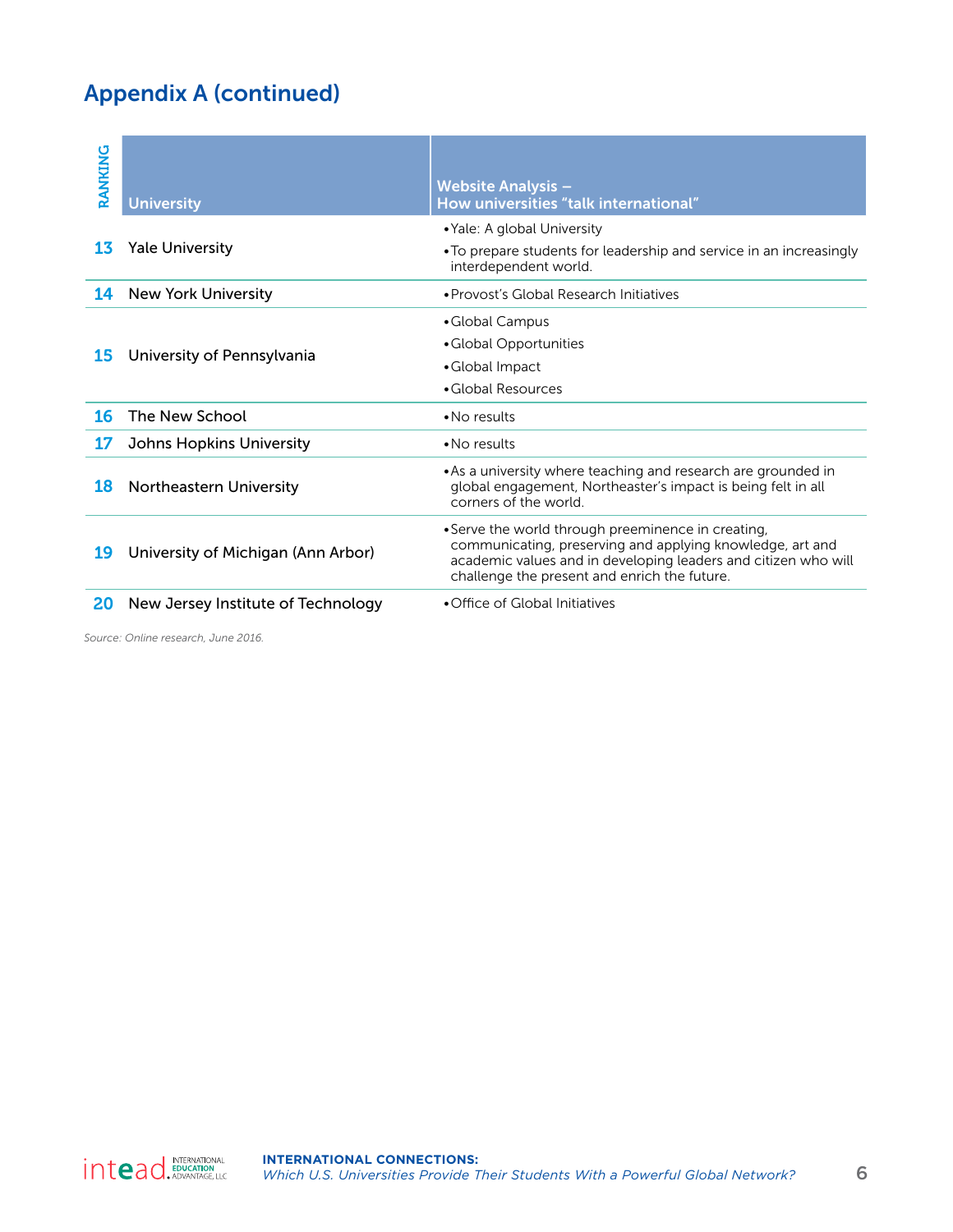## Appendix A (continued)

| RANKING | University | Website Analysis – How universities "talk international" |
|---|---|---|
| 13 | Yale University | • Yale: A global University<br>• To prepare students for leadership and service in an increasingly interdependent world. |
| 14 | New York University | • Provost's Global Research Initiatives |
| 15 | University of Pennsylvania | • Global Campus<br>• Global Opportunities<br>• Global Impact<br>• Global Resources |
| 16 | The New School | • No results |
| 17 | Johns Hopkins University | • No results |
| 18 | Northeastern University | • As a university where teaching and research are grounded in global engagement, Northeaster's impact is being felt in all corners of the world. |
| 19 | University of Michigan (Ann Arbor) | • Serve the world through preeminence in creating, communicating, preserving and applying knowledge, art and academic values and in developing leaders and citizen who will challenge the present and enrich the future. |
| 20 | New Jersey Institute of Technology | • Office of Global Initiatives |

*Source: Online research, June 2016.*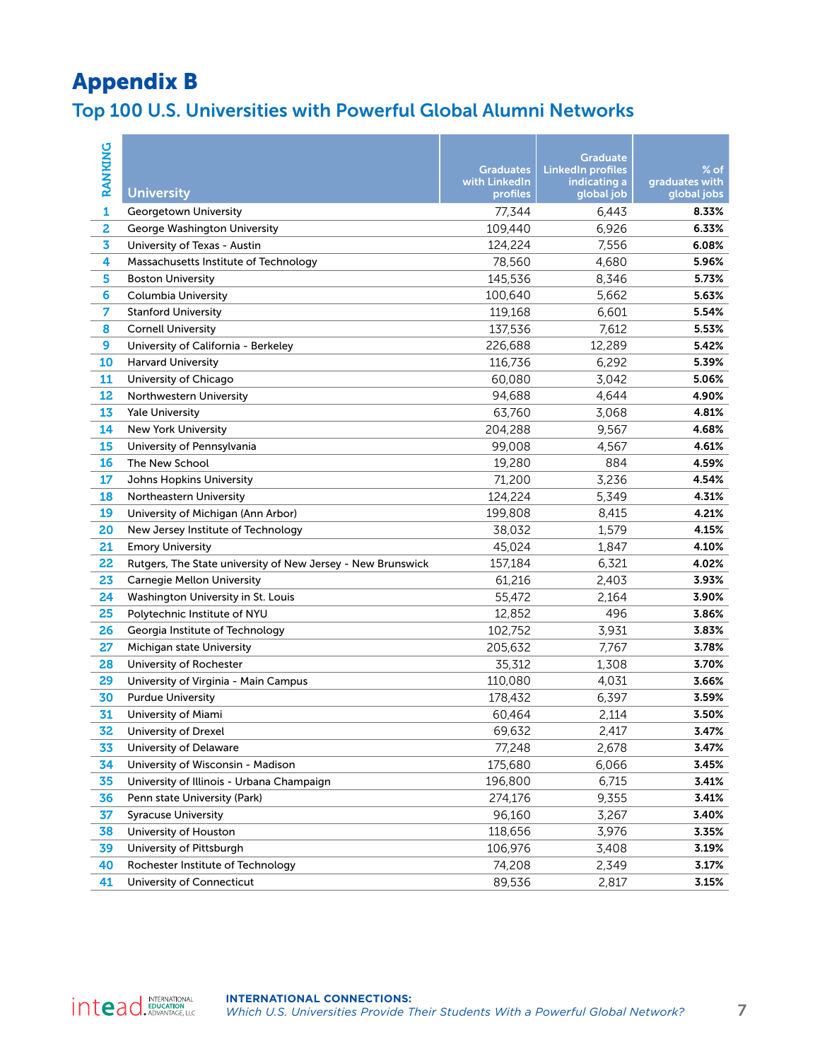# Appendix B

## Top 100 U.S. Universities with Powerful Global Alumni Networks

| RANKING | University | Graduates with LinkedIn profiles | Graduate LinkedIn profiles indicating a global job | % of graduates with global jobs |
|---|---|---|---|---|
| 1 | Georgetown University | 77,344 | 6,443 | **8.33%** |
| 2 | George Washington University | 109,440 | 6,926 | **6.33%** |
| 3 | University of Texas - Austin | 124,224 | 7,556 | **6.08%** |
| 4 | Massachusetts Institute of Technology | 78,560 | 4,680 | **5.96%** |
| 5 | Boston University | 145,536 | 8,346 | **5.73%** |
| 6 | Columbia University | 100,640 | 5,662 | **5.63%** |
| 7 | Stanford University | 119,168 | 6,601 | **5.54%** |
| 8 | Cornell University | 137,536 | 7,612 | **5.53%** |
| 9 | University of California - Berkeley | 226,688 | 12,289 | **5.42%** |
| 10 | Harvard University | 116,736 | 6,292 | **5.39%** |
| 11 | University of Chicago | 60,080 | 3,042 | **5.06%** |
| 12 | Northwestern University | 94,688 | 4,644 | **4.90%** |
| 13 | Yale University | 63,760 | 3,068 | **4.81%** |
| 14 | New York University | 204,288 | 9,567 | **4.68%** |
| 15 | University of Pennsylvania | 99,008 | 4,567 | **4.61%** |
| 16 | The New School | 19,280 | 884 | **4.59%** |
| 17 | Johns Hopkins University | 71,200 | 3,236 | **4.54%** |
| 18 | Northeastern University | 124,224 | 5,349 | **4.31%** |
| 19 | University of Michigan (Ann Arbor) | 199,808 | 8,415 | **4.21%** |
| 20 | New Jersey Institute of Technology | 38,032 | 1,579 | **4.15%** |
| 21 | Emory University | 45,024 | 1,847 | **4.10%** |
| 22 | Rutgers, The State university of New Jersey - New Brunswick | 157,184 | 6,321 | **4.02%** |
| 23 | Carnegie Mellon University | 61,216 | 2,403 | **3.93%** |
| 24 | Washington University in St. Louis | 55,472 | 2,164 | **3.90%** |
| 25 | Polytechnic Institute of NYU | 12,852 | 496 | **3.86%** |
| 26 | Georgia Institute of Technology | 102,752 | 3,931 | **3.83%** |
| 27 | Michigan state University | 205,632 | 7,767 | **3.78%** |
| 28 | University of Rochester | 35,312 | 1,308 | **3.70%** |
| 29 | University of Virginia - Main Campus | 110,080 | 4,031 | **3.66%** |
| 30 | Purdue University | 178,432 | 6,397 | **3.59%** |
| 31 | University of Miami | 60,464 | 2,114 | **3.50%** |
| 32 | University of Drexel | 69,632 | 2,417 | **3.47%** |
| 33 | University of Delaware | 77,248 | 2,678 | **3.47%** |
| 34 | University of Wisconsin - Madison | 175,680 | 6,066 | **3.45%** |
| 35 | University of Illinois - Urbana Champaign | 196,800 | 6,715 | **3.41%** |
| 36 | Penn state University (Park) | 274,176 | 9,355 | **3.41%** |
| 37 | Syracuse University | 96,160 | 3,267 | **3.40%** |
| 38 | University of Houston | 118,656 | 3,976 | **3.35%** |
| 39 | University of Pittsburgh | 106,976 | 3,408 | **3.19%** |
| 40 | Rochester Institute of Technology | 74,208 | 2,349 | **3.17%** |
| 41 | University of Connecticut | 89,536 | 2,817 | **3.15%** |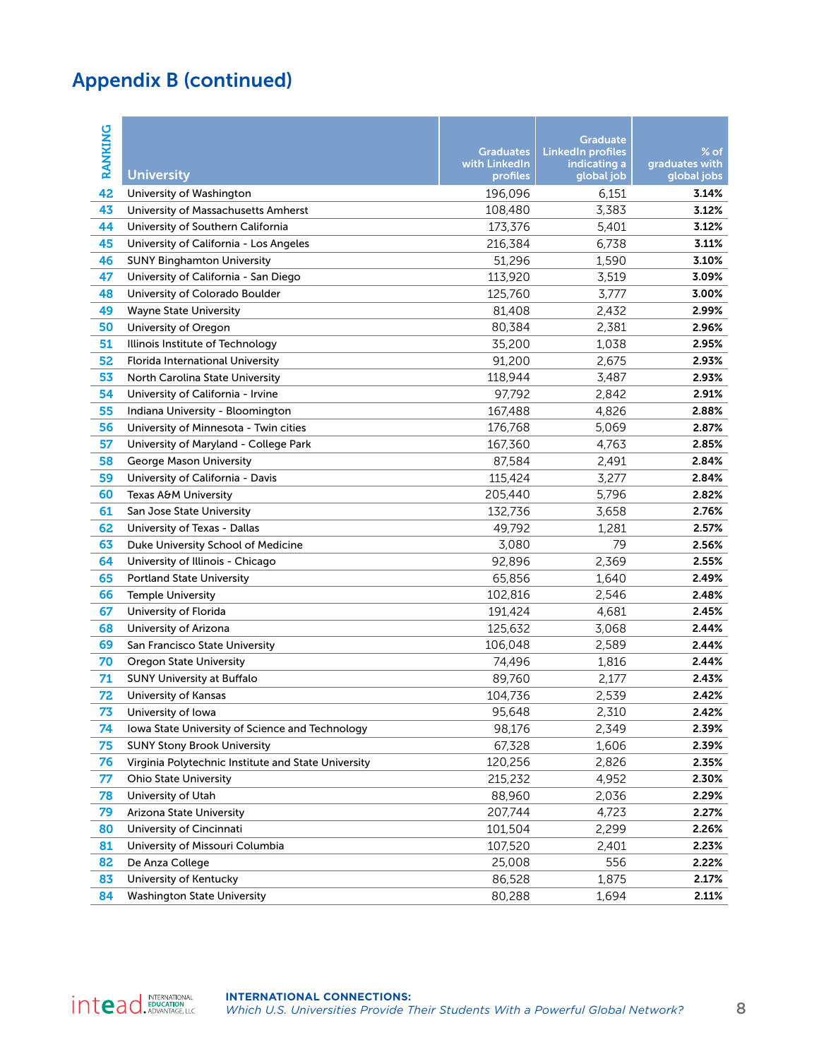## Appendix B (continued)

| RANKING | University | Graduates with LinkedIn profiles | Graduate LinkedIn profiles indicating a global job | % of graduates with global jobs |
|---|---|---|---|---|
| 42 | University of Washington | 196,096 | 6,151 | **3.14%** |
| 43 | University of Massachusetts Amherst | 108,480 | 3,383 | **3.12%** |
| 44 | University of Southern California | 173,376 | 5,401 | **3.12%** |
| 45 | University of California - Los Angeles | 216,384 | 6,738 | **3.11%** |
| 46 | SUNY Binghamton University | 51,296 | 1,590 | **3.10%** |
| 47 | University of California - San Diego | 113,920 | 3,519 | **3.09%** |
| 48 | University of Colorado Boulder | 125,760 | 3,777 | **3.00%** |
| 49 | Wayne State University | 81,408 | 2,432 | **2.99%** |
| 50 | University of Oregon | 80,384 | 2,381 | **2.96%** |
| 51 | Illinois Institute of Technology | 35,200 | 1,038 | **2.95%** |
| 52 | Florida International University | 91,200 | 2,675 | **2.93%** |
| 53 | North Carolina State University | 118,944 | 3,487 | **2.93%** |
| 54 | University of California - Irvine | 97,792 | 2,842 | **2.91%** |
| 55 | Indiana University - Bloomington | 167,488 | 4,826 | **2.88%** |
| 56 | University of Minnesota - Twin cities | 176,768 | 5,069 | **2.87%** |
| 57 | University of Maryland - College Park | 167,360 | 4,763 | **2.85%** |
| 58 | George Mason University | 87,584 | 2,491 | **2.84%** |
| 59 | University of California - Davis | 115,424 | 3,277 | **2.84%** |
| 60 | Texas A&M University | 205,440 | 5,796 | **2.82%** |
| 61 | San Jose State University | 132,736 | 3,658 | **2.76%** |
| 62 | University of Texas - Dallas | 49,792 | 1,281 | **2.57%** |
| 63 | Duke University School of Medicine | 3,080 | 79 | **2.56%** |
| 64 | University of Illinois - Chicago | 92,896 | 2,369 | **2.55%** |
| 65 | Portland State University | 65,856 | 1,640 | **2.49%** |
| 66 | Temple University | 102,816 | 2,546 | **2.48%** |
| 67 | University of Florida | 191,424 | 4,681 | **2.45%** |
| 68 | University of Arizona | 125,632 | 3,068 | **2.44%** |
| 69 | San Francisco State University | 106,048 | 2,589 | **2.44%** |
| 70 | Oregon State University | 74,496 | 1,816 | **2.44%** |
| 71 | SUNY University at Buffalo | 89,760 | 2,177 | **2.43%** |
| 72 | University of Kansas | 104,736 | 2,539 | **2.42%** |
| 73 | University of Iowa | 95,648 | 2,310 | **2.42%** |
| 74 | Iowa State University of Science and Technology | 98,176 | 2,349 | **2.39%** |
| 75 | SUNY Stony Brook University | 67,328 | 1,606 | **2.39%** |
| 76 | Virginia Polytechnic Institute and State University | 120,256 | 2,826 | **2.35%** |
| 77 | Ohio State University | 215,232 | 4,952 | **2.30%** |
| 78 | University of Utah | 88,960 | 2,036 | **2.29%** |
| 79 | Arizona State University | 207,744 | 4,723 | **2.27%** |
| 80 | University of Cincinnati | 101,504 | 2,299 | **2.26%** |
| 81 | University of Missouri Columbia | 107,520 | 2,401 | **2.23%** |
| 82 | De Anza College | 25,008 | 556 | **2.22%** |
| 83 | University of Kentucky | 86,528 | 1,875 | **2.17%** |
| 84 | Washington State University | 80,288 | 1,694 | **2.11%** |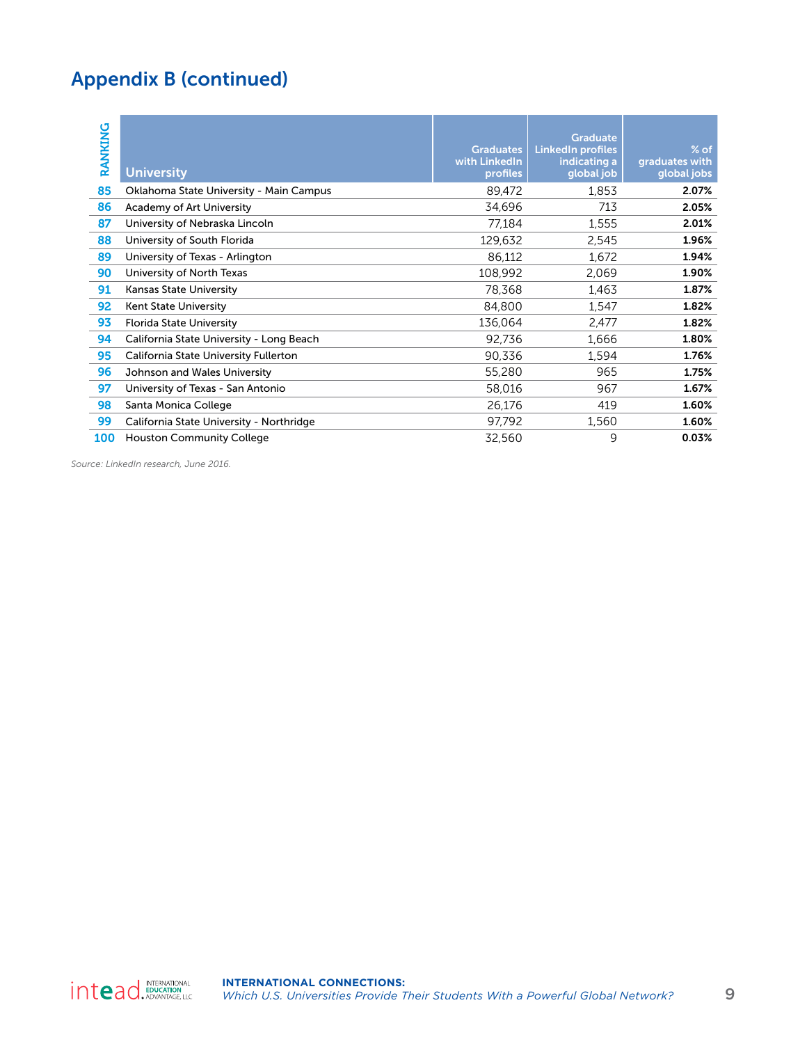## Appendix B (continued)

| RANKING | University | Graduates with LinkedIn profiles | Graduate LinkedIn profiles indicating a global job | % of graduates with global jobs |
|---|---|---|---|---|
| 85 | Oklahoma State University - Main Campus | 89,472 | 1,853 | **2.07%** |
| 86 | Academy of Art University | 34,696 | 713 | **2.05%** |
| 87 | University of Nebraska Lincoln | 77,184 | 1,555 | **2.01%** |
| 88 | University of South Florida | 129,632 | 2,545 | **1.96%** |
| 89 | University of Texas - Arlington | 86,112 | 1,672 | **1.94%** |
| 90 | University of North Texas | 108,992 | 2,069 | **1.90%** |
| 91 | Kansas State University | 78,368 | 1,463 | **1.87%** |
| 92 | Kent State University | 84,800 | 1,547 | **1.82%** |
| 93 | Florida State University | 136,064 | 2,477 | **1.82%** |
| 94 | California State University - Long Beach | 92,736 | 1,666 | **1.80%** |
| 95 | California State University Fullerton | 90,336 | 1,594 | **1.76%** |
| 96 | Johnson and Wales University | 55,280 | 965 | **1.75%** |
| 97 | University of Texas - San Antonio | 58,016 | 967 | **1.67%** |
| 98 | Santa Monica College | 26,176 | 419 | **1.60%** |
| 99 | California State University - Northridge | 97,792 | 1,560 | **1.60%** |
| 100 | Houston Community College | 32,560 | 9 | **0.03%** |

*Source: LinkedIn research, June 2016.*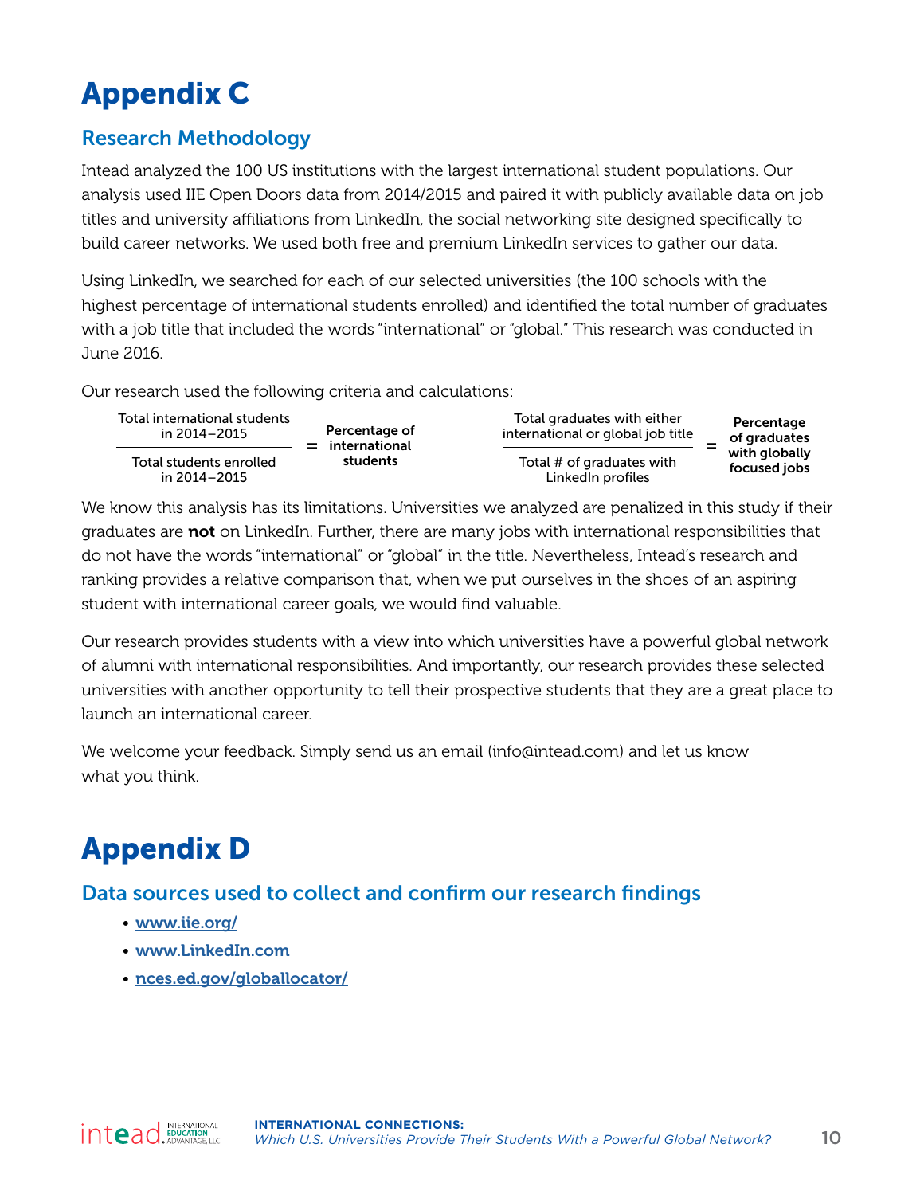# Appendix C

## Research Methodology

Intead analyzed the 100 US institutions with the largest international student populations. Our analysis used IIE Open Doors data from 2014/2015 and paired it with publicly available data on job titles and university affiliations from LinkedIn, the social networking site designed specifically to build career networks. We used both free and premium LinkedIn services to gather our data.

Using LinkedIn, we searched for each of our selected universities (the 100 schools with the highest percentage of international students enrolled) and identified the total number of graduates with a job title that included the words "international" or "global." This research was conducted in June 2016.

Our research used the following criteria and calculations:

$$\frac{\text{Total international students in 2014–2015}}{\text{Total students enrolled in 2014–2015}} = \textbf{Percentage of international students}$$

$$\frac{\text{Total graduates with either international or global job title}}{\text{Total \# of graduates with LinkedIn profiles}} = \textbf{Percentage of graduates with globally focused jobs}$$

We know this analysis has its limitations. Universities we analyzed are penalized in this study if their graduates are **not** on LinkedIn. Further, there are many jobs with international responsibilities that do not have the words "international" or "global" in the title. Nevertheless, Intead's research and ranking provides a relative comparison that, when we put ourselves in the shoes of an aspiring student with international career goals, we would find valuable.

Our research provides students with a view into which universities have a powerful global network of alumni with international responsibilities. And importantly, our research provides these selected universities with another opportunity to tell their prospective students that they are a great place to launch an international career.

We welcome your feedback. Simply send us an email (info@intead.com) and let us know what you think.

# Appendix D

## Data sources used to collect and confirm our research findings

- www.iie.org/
- www.LinkedIn.com
- nces.ed.gov/globallocator/